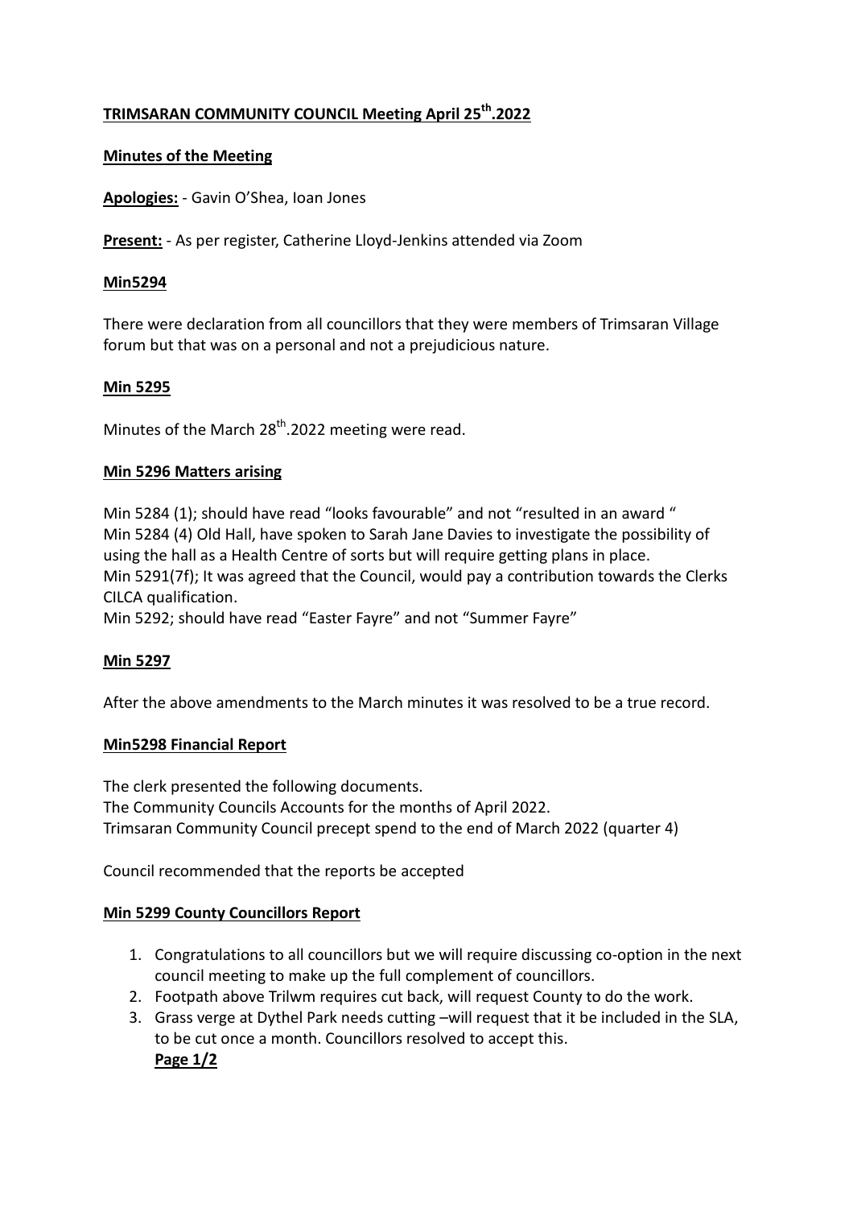# TRIMSARAN COMMUNITY COUNCIL Meeting April 25th.2022

## Minutes of the Meeting

**Apologies:** - Gavin O'Shea, Ioan Jones

**Present:** - As per register, Catherine Lloyd-Jenkins attended via Zoom

### Min5294

There were declaration from all councillors that they were members of Trimsaran Village forum but that was on a personal and not a prejudicious nature.

### Min 5295

Minutes of the March 28th.2022 meeting were read.

### Min 5296 Matters arising

Min 5284 (1); should have read "looks favourable" and not "resulted in an award "
Min 5284 (4) Old Hall, have spoken to Sarah Jane Davies to investigate the possibility of using the hall as a Health Centre of sorts but will require getting plans in place.
Min 5291(7f); It was agreed that the Council, would pay a contribution towards the Clerks CILCA qualification.
Min 5292; should have read "Easter Fayre" and not "Summer Fayre"

### Min 5297

After the above amendments to the March minutes it was resolved to be a true record.

### Min5298 Financial Report

The clerk presented the following documents.
The Community Councils Accounts for the months of April 2022.
Trimsaran Community Council precept spend to the end of March 2022 (quarter 4)

Council recommended that the reports be accepted

### Min 5299 County Councillors Report

1. Congratulations to all councillors but we will require discussing co-option in the next council meeting to make up the full complement of councillors.
2. Footpath above Trilwm requires cut back, will request County to do the work.
3. Grass verge at Dythel Park needs cutting –will request that it be included in the SLA, to be cut once a month. Councillors resolved to accept this.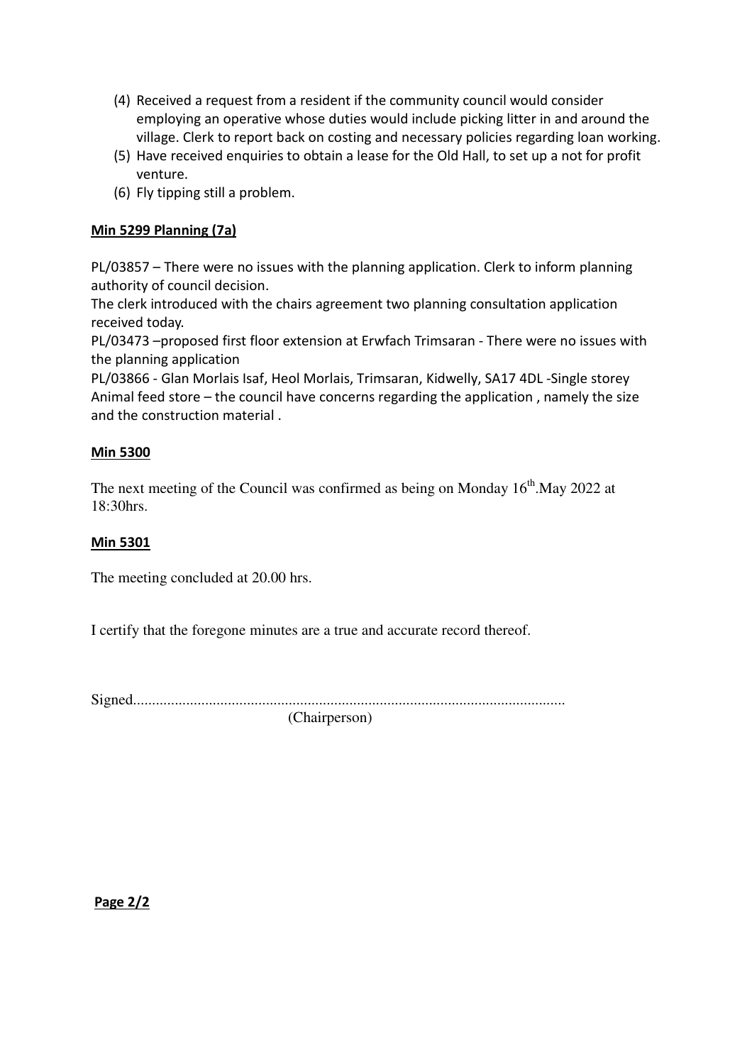(4) Received a request from a resident if the community council would consider employing an operative whose duties would include picking litter in and around the village. Clerk to report back on costing and necessary policies regarding loan working.
(5) Have received enquiries to obtain a lease for the Old Hall, to set up a not for profit venture.
(6) Fly tipping still a problem.

**Min 5299 Planning (7a)**

PL/03857 – There were no issues with the planning application. Clerk to inform planning authority of council decision.
The clerk introduced with the chairs agreement two planning consultation application received today.
PL/03473 –proposed first floor extension at Erwfach Trimsaran - There were no issues with the planning application
PL/03866 - Glan Morlais Isaf, Heol Morlais, Trimsaran, Kidwelly, SA17 4DL -Single storey Animal feed store – the council have concerns regarding the application , namely the size and the construction material .

**Min 5300**

The next meeting of the Council was confirmed as being on Monday 16th.May 2022 at 18:30hrs.

**Min 5301**

The meeting concluded at 20.00 hrs.

I certify that the foregone minutes are a true and accurate record thereof.

Signed...................................................................................................................
(Chairperson)